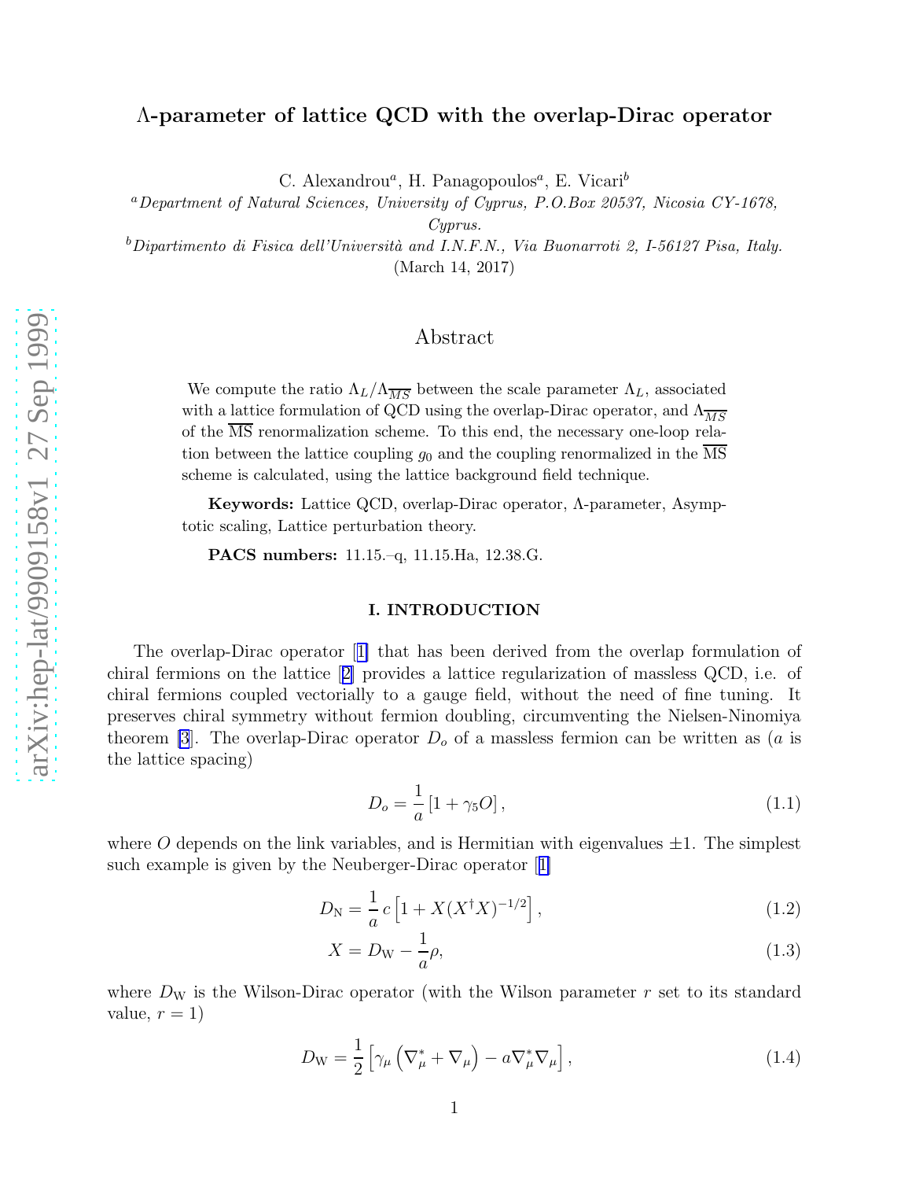# $\Lambda$-parameter of lattice QCD with the overlap-Dirac operator

C. Alexandrou[a], H. Panagopoulos[a], E. Vicari[b]

[a]*Department of Natural Sciences, University of Cyprus, P.O.Box 20537, Nicosia CY-1678, Cyprus.*

[b]*Dipartimento di Fisica dell'Università and I.N.F.N., Via Buonarroti 2, I-56127 Pisa, Italy.*

(March 14, 2017)

## Abstract

We compute the ratio $\Lambda_L/\Lambda_{\overline{MS}}$ between the scale parameter $\Lambda_L$, associated with a lattice formulation of QCD using the overlap-Dirac operator, and $\Lambda_{\overline{MS}}$ of the $\overline{\rm MS}$ renormalization scheme. To this end, the necessary one-loop relation between the lattice coupling $g_0$ and the coupling renormalized in the $\overline{\rm MS}$ scheme is calculated, using the lattice background field technique.

**Keywords:** Lattice QCD, overlap-Dirac operator, $\Lambda$-parameter, Asymptotic scaling, Lattice perturbation theory.

**PACS numbers:** 11.15.–q, 11.15.Ha, 12.38.G.

## I. INTRODUCTION

The overlap-Dirac operator [1] that has been derived from the overlap formulation of chiral fermions on the lattice [2] provides a lattice regularization of massless QCD, i.e. of chiral fermions coupled vectorially to a gauge field, without the need of fine tuning. It preserves chiral symmetry without fermion doubling, circumventing the Nielsen-Ninomiya theorem [3]. The overlap-Dirac operator $D_o$ of a massless fermion can be written as ($a$ is the lattice spacing)

$$D_o = \frac{1}{a}\left[1 + \gamma_5 O\right], \tag{1.1}$$

where $O$ depends on the link variables, and is Hermitian with eigenvalues $\pm 1$. The simplest such example is given by the Neuberger-Dirac operator [1]

$$D_{\rm N} = \frac{1}{a}\, c \left[1 + X(X^\dagger X)^{-1/2}\right], \tag{1.2}$$

$$X = D_{\rm W} - \frac{1}{a}\rho, \tag{1.3}$$

where $D_{\rm W}$ is the Wilson-Dirac operator (with the Wilson parameter $r$ set to its standard value, $r = 1$)

$$D_{\rm W} = \frac{1}{2}\left[\gamma_\mu\left(\nabla_\mu^* + \nabla_\mu\right) - a\nabla_\mu^*\nabla_\mu\right], \tag{1.4}$$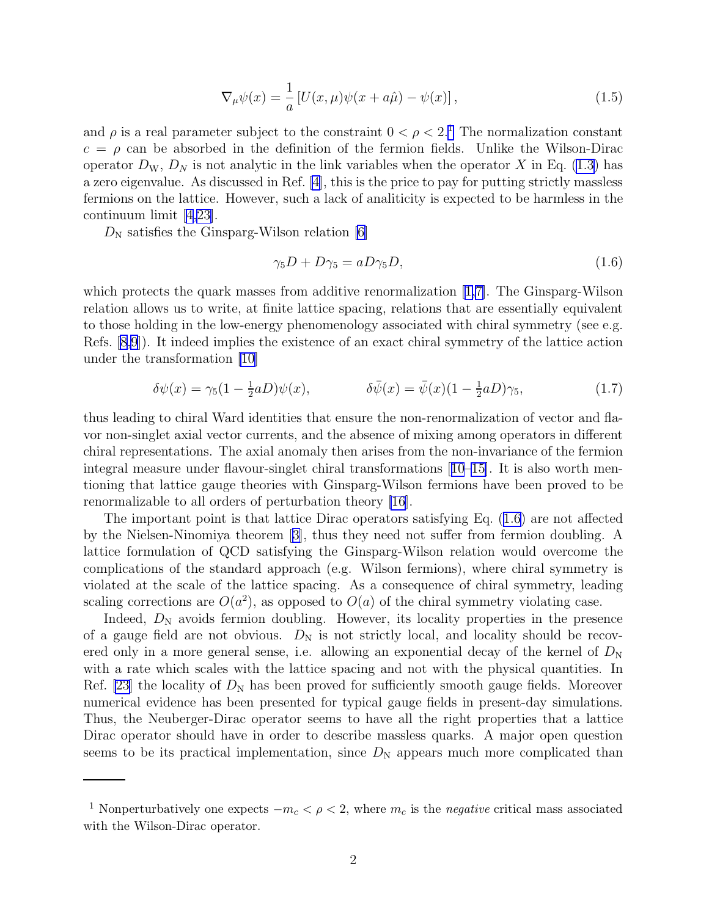$$\nabla_\mu \psi(x) = \frac{1}{a}\left[U(x,\mu)\psi(x+a\hat{\mu}) - \psi(x)\right], \tag{1.5}$$

and $\rho$ is a real parameter subject to the constraint $0 < \rho < 2$.[1] The normalization constant $c = \rho$ can be absorbed in the definition of the fermion fields. Unlike the Wilson-Dirac operator $D_{\rm W}$, $D_N$ is not analytic in the link variables when the operator $X$ in Eq. (1.3) has a zero eigenvalue. As discussed in Ref. [4], this is the price to pay for putting strictly massless fermions on the lattice. However, such a lack of analiticity is expected to be harmless in the continuum limit [4,23].

$D_{\rm N}$ satisfies the Ginsparg-Wilson relation [6]

$$\gamma_5 D + D\gamma_5 = aD\gamma_5 D, \tag{1.6}$$

which protects the quark masses from additive renormalization [1,7]. The Ginsparg-Wilson relation allows us to write, at finite lattice spacing, relations that are essentially equivalent to those holding in the low-energy phenomenology associated with chiral symmetry (see e.g. Refs. [8,9]). It indeed implies the existence of an exact chiral symmetry of the lattice action under the transformation [10]

$$\delta\psi(x) = \gamma_5(1 - \tfrac{1}{2}aD)\psi(x), \qquad\qquad \delta\bar{\psi}(x) = \bar{\psi}(x)(1 - \tfrac{1}{2}aD)\gamma_5, \tag{1.7}$$

thus leading to chiral Ward identities that ensure the non-renormalization of vector and flavor non-singlet axial vector currents, and the absence of mixing among operators in different chiral representations. The axial anomaly then arises from the non-invariance of the fermion integral measure under flavour-singlet chiral transformations [10–15]. It is also worth mentioning that lattice gauge theories with Ginsparg-Wilson fermions have been proved to be renormalizable to all orders of perturbation theory [16].

The important point is that lattice Dirac operators satisfying Eq. (1.6) are not affected by the Nielsen-Ninomiya theorem [3], thus they need not suffer from fermion doubling. A lattice formulation of QCD satisfying the Ginsparg-Wilson relation would overcome the complications of the standard approach (e.g. Wilson fermions), where chiral symmetry is violated at the scale of the lattice spacing. As a consequence of chiral symmetry, leading scaling corrections are $O(a^2)$, as opposed to $O(a)$ of the chiral symmetry violating case.

Indeed, $D_{\rm N}$ avoids fermion doubling. However, its locality properties in the presence of a gauge field are not obvious. $D_{\rm N}$ is not strictly local, and locality should be recovered only in a more general sense, i.e. allowing an exponential decay of the kernel of $D_{\rm N}$ with a rate which scales with the lattice spacing and not with the physical quantities. In Ref. [23] the locality of $D_{\rm N}$ has been proved for sufficiently smooth gauge fields. Moreover numerical evidence has been presented for typical gauge fields in present-day simulations. Thus, the Neuberger-Dirac operator seems to have all the right properties that a lattice Dirac operator should have in order to describe massless quarks. A major open question seems to be its practical implementation, since $D_{\rm N}$ appears much more complicated than

---

[1] Nonperturbatively one expects $-m_c < \rho < 2$, where $m_c$ is the *negative* critical mass associated with the Wilson-Dirac operator.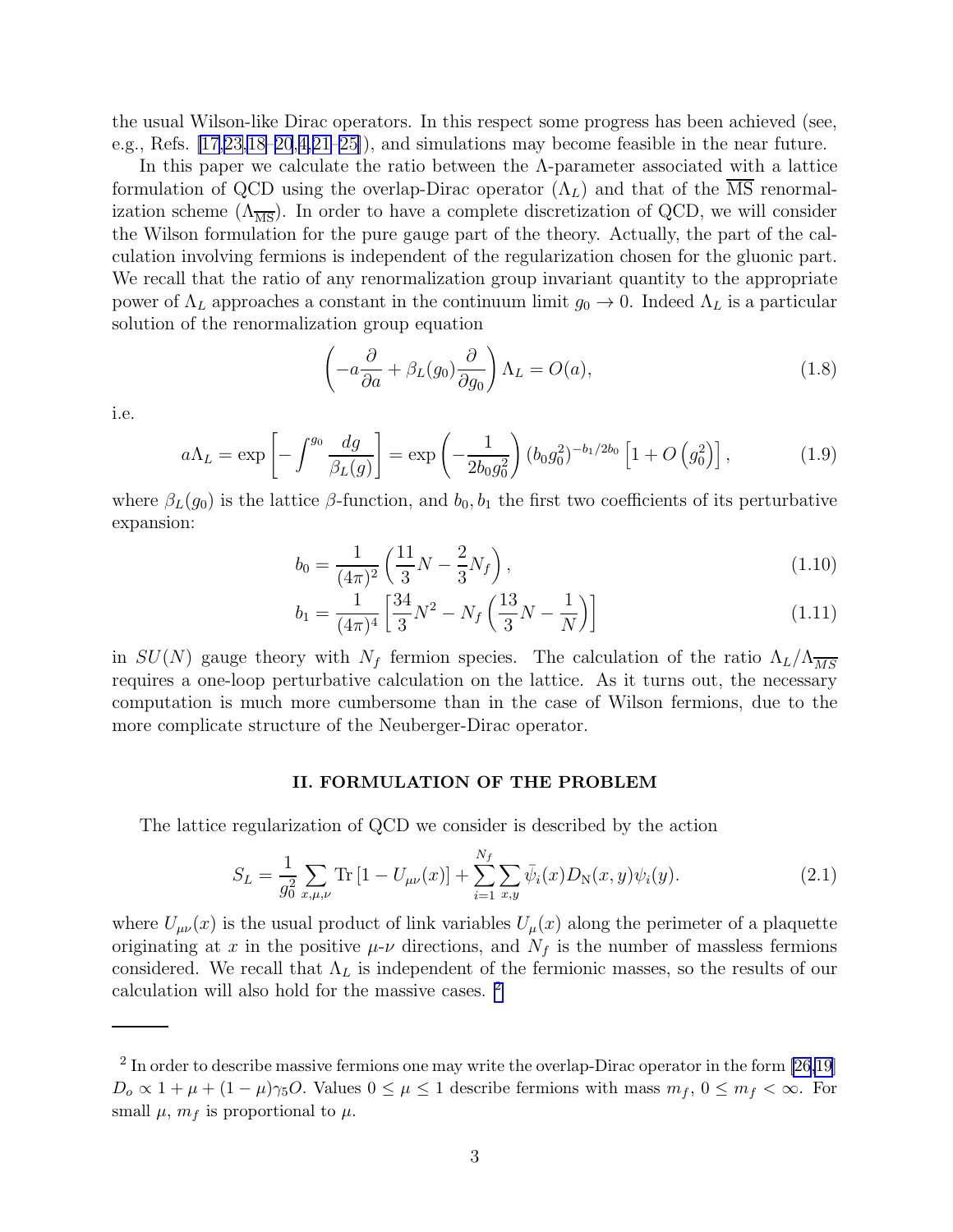the usual Wilson-like Dirac operators. In this respect some progress has been achieved (see, e.g., Refs. [17,23,18–20,4,21–25]), and simulations may become feasible in the near future.

In this paper we calculate the ratio between the Λ-parameter associated with a lattice formulation of QCD using the overlap-Dirac operator ($\Lambda_L$) and that of the $\overline{\rm MS}$ renormalization scheme ($\Lambda_{\overline{\rm MS}}$). In order to have a complete discretization of QCD, we will consider the Wilson formulation for the pure gauge part of the theory. Actually, the part of the calculation involving fermions is independent of the regularization chosen for the gluonic part. We recall that the ratio of any renormalization group invariant quantity to the appropriate power of $\Lambda_L$ approaches a constant in the continuum limit $g_0 \to 0$. Indeed $\Lambda_L$ is a particular solution of the renormalization group equation

$$\left(-a\frac{\partial}{\partial a} + \beta_L(g_0)\frac{\partial}{\partial g_0}\right)\Lambda_L = O(a), \tag{1.8}$$

i.e.

$$a\Lambda_L = \exp\left[-\int^{g_0}\frac{dg}{\beta_L(g)}\right] = \exp\left(-\frac{1}{2b_0 g_0^2}\right)(b_0 g_0^2)^{-b_1/2b_0}\left[1 + O\left(g_0^2\right)\right], \tag{1.9}$$

where $\beta_L(g_0)$ is the lattice β-function, and $b_0, b_1$ the first two coefficients of its perturbative expansion:

$$b_0 = \frac{1}{(4\pi)^2}\left(\frac{11}{3}N - \frac{2}{3}N_f\right), \tag{1.10}$$

$$b_1 = \frac{1}{(4\pi)^4}\left[\frac{34}{3}N^2 - N_f\left(\frac{13}{3}N - \frac{1}{N}\right)\right] \tag{1.11}$$

in $SU(N)$ gauge theory with $N_f$ fermion species. The calculation of the ratio $\Lambda_L/\Lambda_{\overline{MS}}$ requires a one-loop perturbative calculation on the lattice. As it turns out, the necessary computation is much more cumbersome than in the case of Wilson fermions, due to the more complicate structure of the Neuberger-Dirac operator.

## II. FORMULATION OF THE PROBLEM

The lattice regularization of QCD we consider is described by the action

$$S_L = \frac{1}{g_0^2}\sum_{x,\mu,\nu}{\rm Tr}\left[1 - U_{\mu\nu}(x)\right] + \sum_{i=1}^{N_f}\sum_{x,y}\bar{\psi}_i(x)D_{\rm N}(x,y)\psi_i(y). \tag{2.1}$$

where $U_{\mu\nu}(x)$ is the usual product of link variables $U_\mu(x)$ along the perimeter of a plaquette originating at $x$ in the positive $\mu$-$\nu$ directions, and $N_f$ is the number of massless fermions considered. We recall that $\Lambda_L$ is independent of the fermionic masses, so the results of our calculation will also hold for the massive cases. [2]

---

[2] In order to describe massive fermions one may write the overlap-Dirac operator in the form [26,19] $D_o \propto 1 + \mu + (1-\mu)\gamma_5 O$. Values $0 \le \mu \le 1$ describe fermions with mass $m_f$, $0 \le m_f < \infty$. For small $\mu$, $m_f$ is proportional to $\mu$.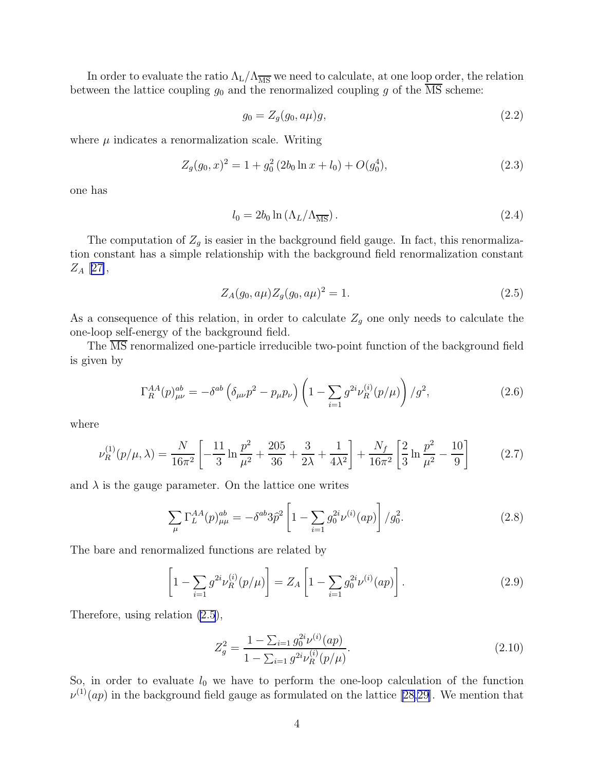In order to evaluate the ratio $\Lambda_{\rm L}/\Lambda_{\overline{\rm MS}}$ we need to calculate, at one loop order, the relation between the lattice coupling $g_0$ and the renormalized coupling $g$ of the $\overline{\rm MS}$ scheme:

$$g_0 = Z_g(g_0, a\mu) g, \tag{2.2}$$

where $\mu$ indicates a renormalization scale. Writing

$$Z_g(g_0, x)^2 = 1 + g_0^2 \left(2b_0 \ln x + l_0\right) + O(g_0^4), \tag{2.3}$$

one has

$$l_0 = 2b_0 \ln\left(\Lambda_L/\Lambda_{\overline{\rm MS}}\right). \tag{2.4}$$

The computation of $Z_g$ is easier in the background field gauge. In fact, this renormalization constant has a simple relationship with the background field renormalization constant $Z_A$ [27],

$$Z_A(g_0, a\mu) Z_g(g_0, a\mu)^2 = 1. \tag{2.5}$$

As a consequence of this relation, in order to calculate $Z_g$ one only needs to calculate the one-loop self-energy of the background field.

The $\overline{\rm MS}$ renormalized one-particle irreducible two-point function of the background field is given by

$$\Gamma_R^{AA}(p)^{ab}_{\mu\nu} = -\delta^{ab}\left(\delta_{\mu\nu}p^2 - p_\mu p_\nu\right)\left(1 - \sum_{i=1} g^{2i}\nu_R^{(i)}(p/\mu)\right)/g^2, \tag{2.6}$$

where

$$\nu_R^{(1)}(p/\mu, \lambda) = \frac{N}{16\pi^2}\left[-\frac{11}{3}\ln\frac{p^2}{\mu^2} + \frac{205}{36} + \frac{3}{2\lambda} + \frac{1}{4\lambda^2}\right] + \frac{N_f}{16\pi^2}\left[\frac{2}{3}\ln\frac{p^2}{\mu^2} - \frac{10}{9}\right] \tag{2.7}$$

and $\lambda$ is the gauge parameter. On the lattice one writes

$$\sum_\mu \Gamma_L^{AA}(p)^{ab}_{\mu\mu} = -\delta^{ab} 3\hat{p}^2 \left[1 - \sum_{i=1} g_0^{2i}\nu^{(i)}(ap)\right]/g_0^2. \tag{2.8}$$

The bare and renormalized functions are related by

$$\left[1 - \sum_{i=1} g^{2i}\nu_R^{(i)}(p/\mu)\right] = Z_A\left[1 - \sum_{i=1} g_0^{2i}\nu^{(i)}(ap)\right]. \tag{2.9}$$

Therefore, using relation (2.5),

$$Z_g^2 = \frac{1 - \sum_{i=1} g_0^{2i}\nu^{(i)}(ap)}{1 - \sum_{i=1} g^{2i}\nu_R^{(i)}(p/\mu)}. \tag{2.10}$$

So, in order to evaluate $l_0$ we have to perform the one-loop calculation of the function $\nu^{(1)}(ap)$ in the background field gauge as formulated on the lattice [28,29]. We mention that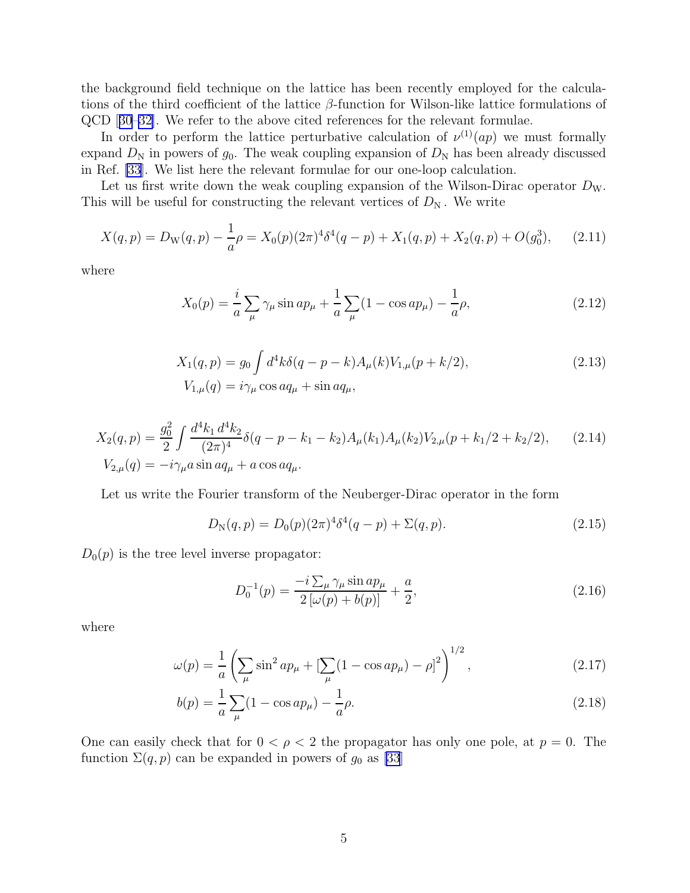the background field technique on the lattice has been recently employed for the calculations of the third coefficient of the lattice $\beta$-function for Wilson-like lattice formulations of QCD [30–32]. We refer to the above cited references for the relevant formulae.

In order to perform the lattice perturbative calculation of $\nu^{(1)}(ap)$ we must formally expand $D_{\rm N}$ in powers of $g_0$. The weak coupling expansion of $D_{\rm N}$ has been already discussed in Ref. [33]. We list here the relevant formulae for our one-loop calculation.

Let us first write down the weak coupling expansion of the Wilson-Dirac operator $D_{\rm W}$. This will be useful for constructing the relevant vertices of $D_{\rm N}$. We write

$$X(q,p) = D_{\rm W}(q,p) - \frac{1}{a}\rho = X_0(p)(2\pi)^4\delta^4(q-p) + X_1(q,p) + X_2(q,p) + O(g_0^3), \qquad (2.11)$$

where

$$X_0(p) = \frac{i}{a}\sum_\mu \gamma_\mu \sin ap_\mu + \frac{1}{a}\sum_\mu (1-\cos ap_\mu) - \frac{1}{a}\rho, \qquad (2.12)$$

$$\begin{aligned} X_1(q,p) &= g_0 \int d^4k\, \delta(q-p-k) A_\mu(k) V_{1,\mu}(p+k/2), \\ V_{1,\mu}(q) &= i\gamma_\mu \cos aq_\mu + \sin aq_\mu, \end{aligned} \qquad (2.13)$$

$$\begin{aligned} X_2(q,p) &= \frac{g_0^2}{2}\int \frac{d^4k_1\, d^4k_2}{(2\pi)^4}\delta(q-p-k_1-k_2) A_\mu(k_1) A_\mu(k_2) V_{2,\mu}(p+k_1/2+k_2/2), \\ V_{2,\mu}(q) &= -i\gamma_\mu a \sin aq_\mu + a\cos aq_\mu. \end{aligned} \qquad (2.14)$$

Let us write the Fourier transform of the Neuberger-Dirac operator in the form

$$D_{\rm N}(q,p) = D_0(p)(2\pi)^4\delta^4(q-p) + \Sigma(q,p). \qquad (2.15)$$

$D_0(p)$ is the tree level inverse propagator:

$$D_0^{-1}(p) = \frac{-i\sum_\mu \gamma_\mu \sin ap_\mu}{2\left[\omega(p)+b(p)\right]} + \frac{a}{2}, \qquad (2.16)$$

where

$$\omega(p) = \frac{1}{a}\left(\sum_\mu \sin^2 ap_\mu + \Big[\sum_\mu (1-\cos ap_\mu) - \rho\Big]^2\right)^{1/2}, \qquad (2.17)$$

$$b(p) = \frac{1}{a}\sum_\mu (1-\cos ap_\mu) - \frac{1}{a}\rho. \qquad (2.18)$$

One can easily check that for $0 < \rho < 2$ the propagator has only one pole, at $p = 0$. The function $\Sigma(q,p)$ can be expanded in powers of $g_0$ as [33]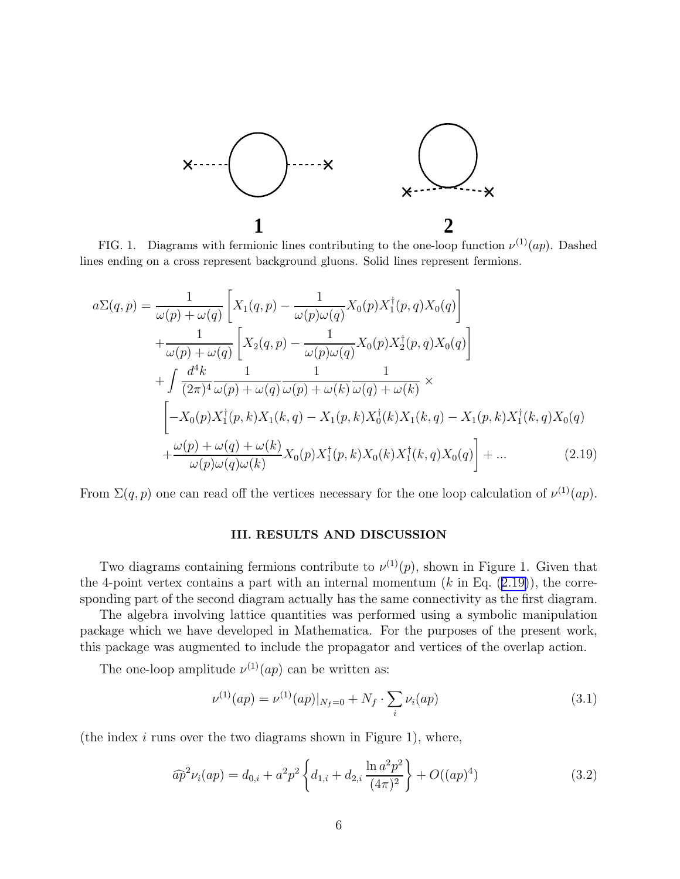FIG. 1. Diagrams with fermionic lines contributing to the one-loop function $\nu^{(1)}(ap)$. Dashed lines ending on a cross represent background gluons. Solid lines represent fermions.

$$
\begin{aligned}
a\Sigma(q,p) = & \frac{1}{\omega(p)+\omega(q)}\left[X_1(q,p) - \frac{1}{\omega(p)\omega(q)}X_0(p)X_1^\dagger(p,q)X_0(q)\right] \\
& + \frac{1}{\omega(p)+\omega(q)}\left[X_2(q,p) - \frac{1}{\omega(p)\omega(q)}X_0(p)X_2^\dagger(p,q)X_0(q)\right] \\
& + \int \frac{d^4k}{(2\pi)^4}\frac{1}{\omega(p)+\omega(q)}\frac{1}{\omega(p)+\omega(k)}\frac{1}{\omega(q)+\omega(k)} \times \\
& \left[-X_0(p)X_1^\dagger(p,k)X_1(k,q) - X_1(p,k)X_0^\dagger(k)X_1(k,q) - X_1(p,k)X_1^\dagger(k,q)X_0(q)\right. \\
& \left. + \frac{\omega(p)+\omega(q)+\omega(k)}{\omega(p)\omega(q)\omega(k)}X_0(p)X_1^\dagger(p,k)X_0(k)X_1^\dagger(k,q)X_0(q)\right] + \ldots \qquad (2.19)
\end{aligned}
$$

From $\Sigma(q,p)$ one can read off the vertices necessary for the one loop calculation of $\nu^{(1)}(ap)$.

## III. RESULTS AND DISCUSSION

Two diagrams containing fermions contribute to $\nu^{(1)}(p)$, shown in Figure 1. Given that the 4-point vertex contains a part with an internal momentum ($k$ in Eq. (2.19)), the corresponding part of the second diagram actually has the same connectivity as the first diagram.

The algebra involving lattice quantities was performed using a symbolic manipulation package which we have developed in Mathematica. For the purposes of the present work, this package was augmented to include the propagator and vertices of the overlap action.

The one-loop amplitude $\nu^{(1)}(ap)$ can be written as:

$$
\nu^{(1)}(ap) = \nu^{(1)}(ap)|_{N_f=0} + N_f \cdot \sum_i \nu_i(ap) \qquad (3.1)
$$

(the index $i$ runs over the two diagrams shown in Figure 1), where,

$$
\widehat{ap}^2 \nu_i(ap) = d_{0,i} + a^2p^2\left\{d_{1,i} + d_{2,i}\,\frac{\ln a^2p^2}{(4\pi)^2}\right\} + O((ap)^4) \qquad (3.2)
$$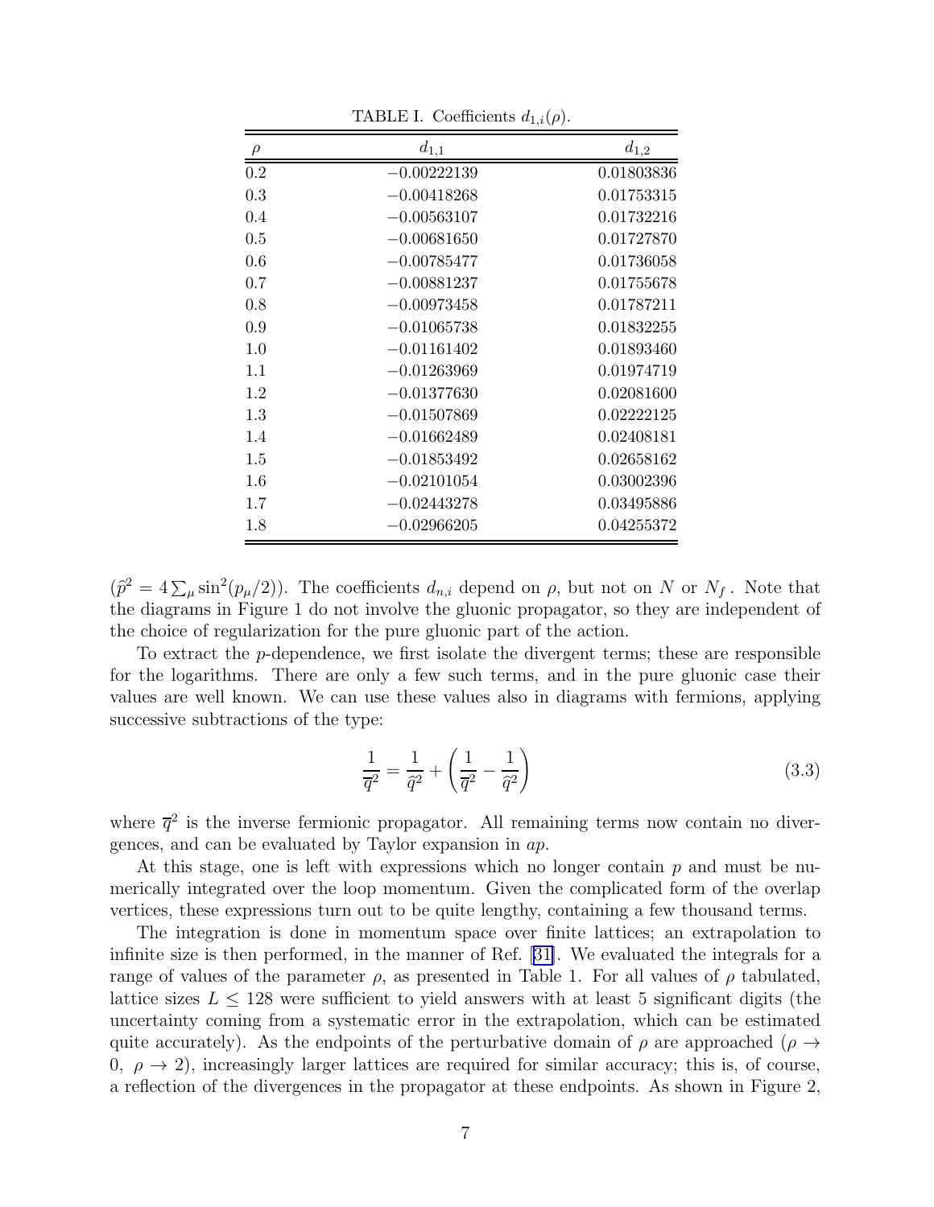TABLE I. Coefficients $d_{1,i}(\rho)$.

| $\rho$ | $d_{1,1}$ | $d_{1,2}$ |
|---|---|---|
| 0.2 | −0.00222139 | 0.01803836 |
| 0.3 | −0.00418268 | 0.01753315 |
| 0.4 | −0.00563107 | 0.01732216 |
| 0.5 | −0.00681650 | 0.01727870 |
| 0.6 | −0.00785477 | 0.01736058 |
| 0.7 | −0.00881237 | 0.01755678 |
| 0.8 | −0.00973458 | 0.01787211 |
| 0.9 | −0.01065738 | 0.01832255 |
| 1.0 | −0.01161402 | 0.01893460 |
| 1.1 | −0.01263969 | 0.01974719 |
| 1.2 | −0.01377630 | 0.02081600 |
| 1.3 | −0.01507869 | 0.02222125 |
| 1.4 | −0.01662489 | 0.02408181 |
| 1.5 | −0.01853492 | 0.02658162 |
| 1.6 | −0.02101054 | 0.03002396 |
| 1.7 | −0.02443278 | 0.03495886 |
| 1.8 | −0.02966205 | 0.04255372 |

($\hat{p}^2 = 4\sum_\mu \sin^2(p_\mu/2)$). The coefficients $d_{n,i}$ depend on $\rho$, but not on $N$ or $N_f$. Note that the diagrams in Figure 1 do not involve the gluonic propagator, so they are independent of the choice of regularization for the pure gluonic part of the action.

To extract the $p$-dependence, we first isolate the divergent terms; these are responsible for the logarithms. There are only a few such terms, and in the pure gluonic case their values are well known. We can use these values also in diagrams with fermions, applying successive subtractions of the type:

$$\frac{1}{\overline{q}^2} = \frac{1}{\hat{q}^2} + \left(\frac{1}{\overline{q}^2} - \frac{1}{\hat{q}^2}\right) \tag{3.3}$$

where $\overline{q}^2$ is the inverse fermionic propagator. All remaining terms now contain no divergences, and can be evaluated by Taylor expansion in $ap$.

At this stage, one is left with expressions which no longer contain $p$ and must be numerically integrated over the loop momentum. Given the complicated form of the overlap vertices, these expressions turn out to be quite lengthy, containing a few thousand terms.

The integration is done in momentum space over finite lattices; an extrapolation to infinite size is then performed, in the manner of Ref. [31]. We evaluated the integrals for a range of values of the parameter $\rho$, as presented in Table 1. For all values of $\rho$ tabulated, lattice sizes $L \leq 128$ were sufficient to yield answers with at least 5 significant digits (the uncertainty coming from a systematic error in the extrapolation, which can be estimated quite accurately). As the endpoints of the perturbative domain of $\rho$ are approached ($\rho \to 0,\ \rho \to 2$), increasingly larger lattices are required for similar accuracy; this is, of course, a reflection of the divergences in the propagator at these endpoints. As shown in Figure 2,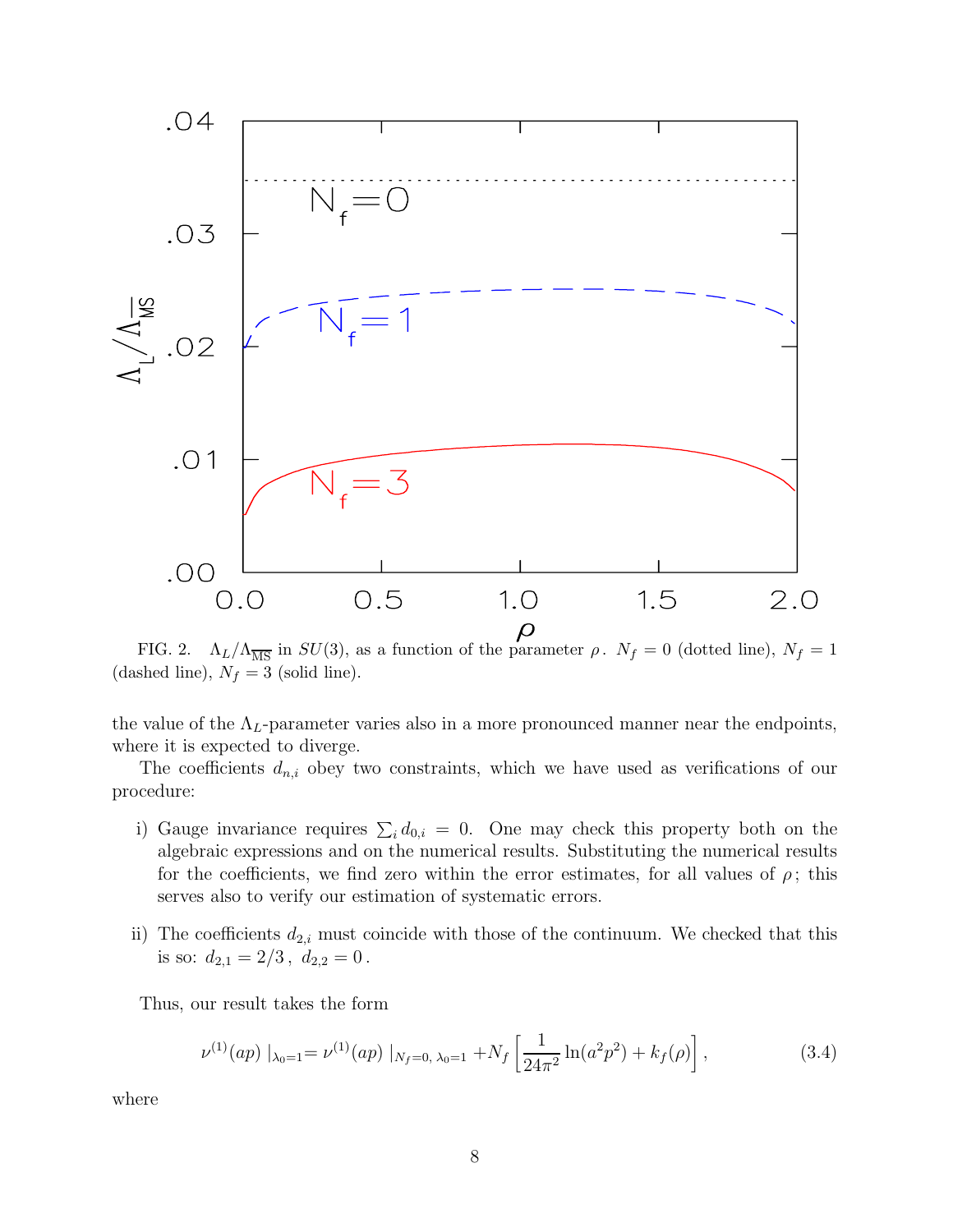FIG. 2. $\Lambda_L/\Lambda_{\overline{\rm MS}}$ in $SU(3)$, as a function of the parameter $\rho$. $N_f = 0$ (dotted line), $N_f = 1$ (dashed line), $N_f = 3$ (solid line).

the value of the $\Lambda_L$-parameter varies also in a more pronounced manner near the endpoints, where it is expected to diverge.

The coefficients $d_{n,i}$ obey two constraints, which we have used as verifications of our procedure:

i) Gauge invariance requires $\sum_i d_{0,i} = 0$. One may check this property both on the algebraic expressions and on the numerical results. Substituting the numerical results for the coefficients, we find zero within the error estimates, for all values of $\rho$; this serves also to verify our estimation of systematic errors.

ii) The coefficients $d_{2,i}$ must coincide with those of the continuum. We checked that this is so: $d_{2,1} = 2/3\,,\ d_{2,2} = 0\,.$

Thus, our result takes the form

$$\nu^{(1)}(ap)\,|_{\lambda_0=1} = \nu^{(1)}(ap)\,|_{N_f=0,\,\lambda_0=1} + N_f \left[\frac{1}{24\pi^2}\ln(a^2p^2) + k_f(\rho)\right], \tag{3.4}$$

where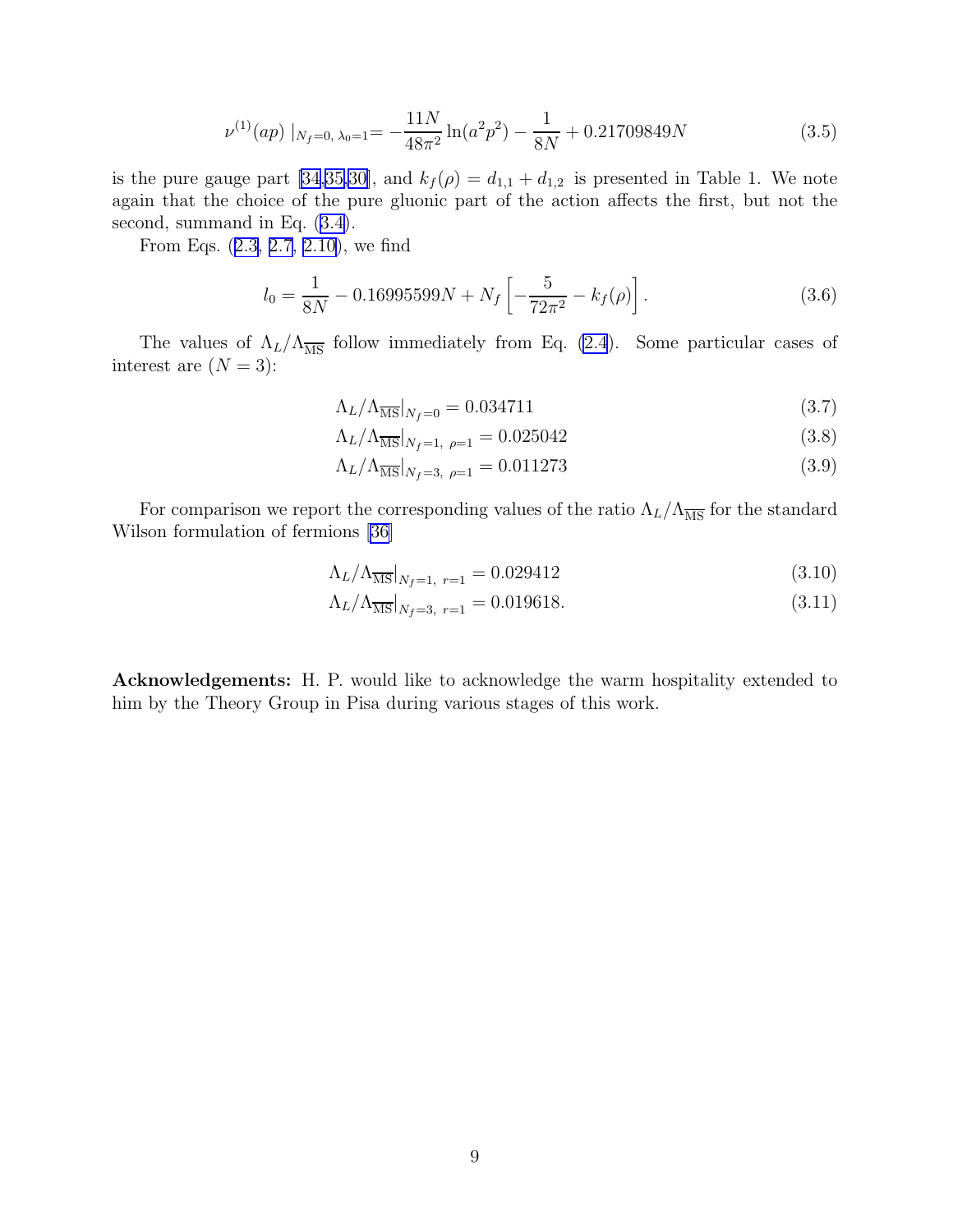$$\nu^{(1)}(ap)\,|_{N_f=0,\,\lambda_0=1} = -\frac{11N}{48\pi^2}\ln(a^2p^2) - \frac{1}{8N} + 0.21709849N \tag{3.5}$$

is the pure gauge part [34,35,30], and $k_f(\rho) = d_{1,1} + d_{1,2}$ is presented in Table 1. We note again that the choice of the pure gluonic part of the action affects the first, but not the second, summand in Eq. (3.4).

From Eqs. (2.3, 2.7, 2.10), we find

$$l_0 = \frac{1}{8N} - 0.16995599N + N_f\left[-\frac{5}{72\pi^2} - k_f(\rho)\right]. \tag{3.6}$$

The values of $\Lambda_L/\Lambda_{\overline{\rm MS}}$ follow immediately from Eq. (2.4). Some particular cases of interest are ($N = 3$):

$$\Lambda_L/\Lambda_{\overline{\rm MS}}|_{N_f=0} = 0.034711 \tag{3.7}$$

$$\Lambda_L/\Lambda_{\overline{\rm MS}}|_{N_f=1,\ \rho=1} = 0.025042 \tag{3.8}$$

$$\Lambda_L/\Lambda_{\overline{\rm MS}}|_{N_f=3,\ \rho=1} = 0.011273 \tag{3.9}$$

For comparison we report the corresponding values of the ratio $\Lambda_L/\Lambda_{\overline{\rm MS}}$ for the standard Wilson formulation of fermions [36]

$$\Lambda_L/\Lambda_{\overline{\rm MS}}|_{N_f=1,\ r=1} = 0.029412 \tag{3.10}$$

$$\Lambda_L/\Lambda_{\overline{\rm MS}}|_{N_f=3,\ r=1} = 0.019618. \tag{3.11}$$

**Acknowledgements:** H. P. would like to acknowledge the warm hospitality extended to him by the Theory Group in Pisa during various stages of this work.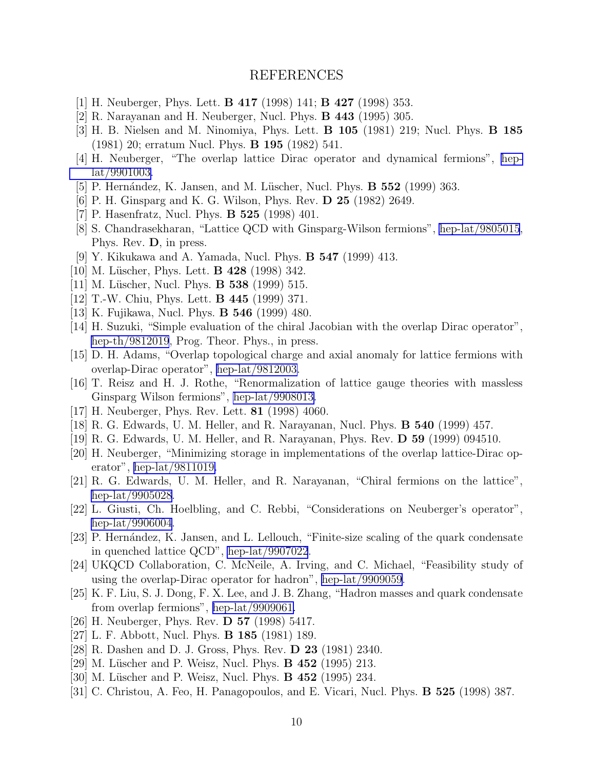# REFERENCES

[1] H. Neuberger, Phys. Lett. **B 417** (1998) 141; **B 427** (1998) 353.

[2] R. Narayanan and H. Neuberger, Nucl. Phys. **B 443** (1995) 305.

[3] H. B. Nielsen and M. Ninomiya, Phys. Lett. **B 105** (1981) 219; Nucl. Phys. **B 185** (1981) 20; erratum Nucl. Phys. **B 195** (1982) 541.

[4] H. Neuberger, "The overlap lattice Dirac operator and dynamical fermions", hep-lat/9901003.

[5] P. Hernández, K. Jansen, and M. Lüscher, Nucl. Phys. **B 552** (1999) 363.

[6] P. H. Ginsparg and K. G. Wilson, Phys. Rev. **D 25** (1982) 2649.

[7] P. Hasenfratz, Nucl. Phys. **B 525** (1998) 401.

[8] S. Chandrasekharan, "Lattice QCD with Ginsparg-Wilson fermions", hep-lat/9805015, Phys. Rev. **D**, in press.

[9] Y. Kikukawa and A. Yamada, Nucl. Phys. **B 547** (1999) 413.

[10] M. Lüscher, Phys. Lett. **B 428** (1998) 342.

[11] M. Lüscher, Nucl. Phys. **B 538** (1999) 515.

[12] T.-W. Chiu, Phys. Lett. **B 445** (1999) 371.

[13] K. Fujikawa, Nucl. Phys. **B 546** (1999) 480.

[14] H. Suzuki, "Simple evaluation of the chiral Jacobian with the overlap Dirac operator", hep-th/9812019, Prog. Theor. Phys., in press.

[15] D. H. Adams, "Overlap topological charge and axial anomaly for lattice fermions with overlap-Dirac operator", hep-lat/9812003.

[16] T. Reisz and H. J. Rothe, "Renormalization of lattice gauge theories with massless Ginsparg Wilson fermions", hep-lat/9908013.

[17] H. Neuberger, Phys. Rev. Lett. **81** (1998) 4060.

[18] R. G. Edwards, U. M. Heller, and R. Narayanan, Nucl. Phys. **B 540** (1999) 457.

[19] R. G. Edwards, U. M. Heller, and R. Narayanan, Phys. Rev. **D 59** (1999) 094510.

[20] H. Neuberger, "Minimizing storage in implementations of the overlap lattice-Dirac operator", hep-lat/9811019.

[21] R. G. Edwards, U. M. Heller, and R. Narayanan, "Chiral fermions on the lattice", hep-lat/9905028.

[22] L. Giusti, Ch. Hoelbling, and C. Rebbi, "Considerations on Neuberger's operator", hep-lat/9906004.

[23] P. Hernández, K. Jansen, and L. Lellouch, "Finite-size scaling of the quark condensate in quenched lattice QCD", hep-lat/9907022.

[24] UKQCD Collaboration, C. McNeile, A. Irving, and C. Michael, "Feasibility study of using the overlap-Dirac operator for hadron", hep-lat/9909059.

[25] K. F. Liu, S. J. Dong, F. X. Lee, and J. B. Zhang, "Hadron masses and quark condensate from overlap fermions", hep-lat/9909061.

[26] H. Neuberger, Phys. Rev. **D 57** (1998) 5417.

[27] L. F. Abbott, Nucl. Phys. **B 185** (1981) 189.

[28] R. Dashen and D. J. Gross, Phys. Rev. **D 23** (1981) 2340.

[29] M. Lüscher and P. Weisz, Nucl. Phys. **B 452** (1995) 213.

[30] M. Lüscher and P. Weisz, Nucl. Phys. **B 452** (1995) 234.

[31] C. Christou, A. Feo, H. Panagopoulos, and E. Vicari, Nucl. Phys. **B 525** (1998) 387.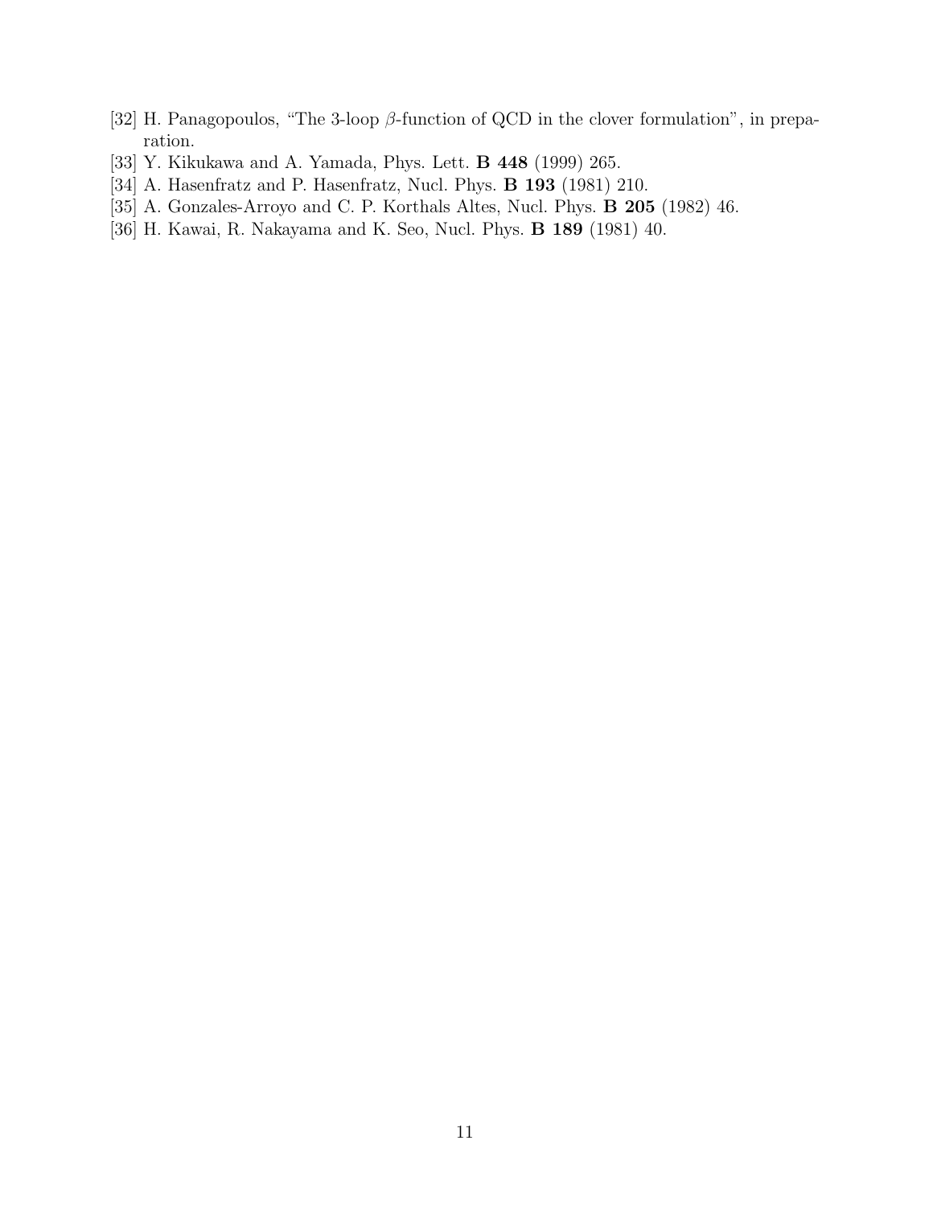[32] H. Panagopoulos, "The 3-loop $\beta$-function of QCD in the clover formulation", in preparation.

[33] Y. Kikukawa and A. Yamada, Phys. Lett. **B 448** (1999) 265.

[34] A. Hasenfratz and P. Hasenfratz, Nucl. Phys. **B 193** (1981) 210.

[35] A. Gonzales-Arroyo and C. P. Korthals Altes, Nucl. Phys. **B 205** (1982) 46.

[36] H. Kawai, R. Nakayama and K. Seo, Nucl. Phys. **B 189** (1981) 40.